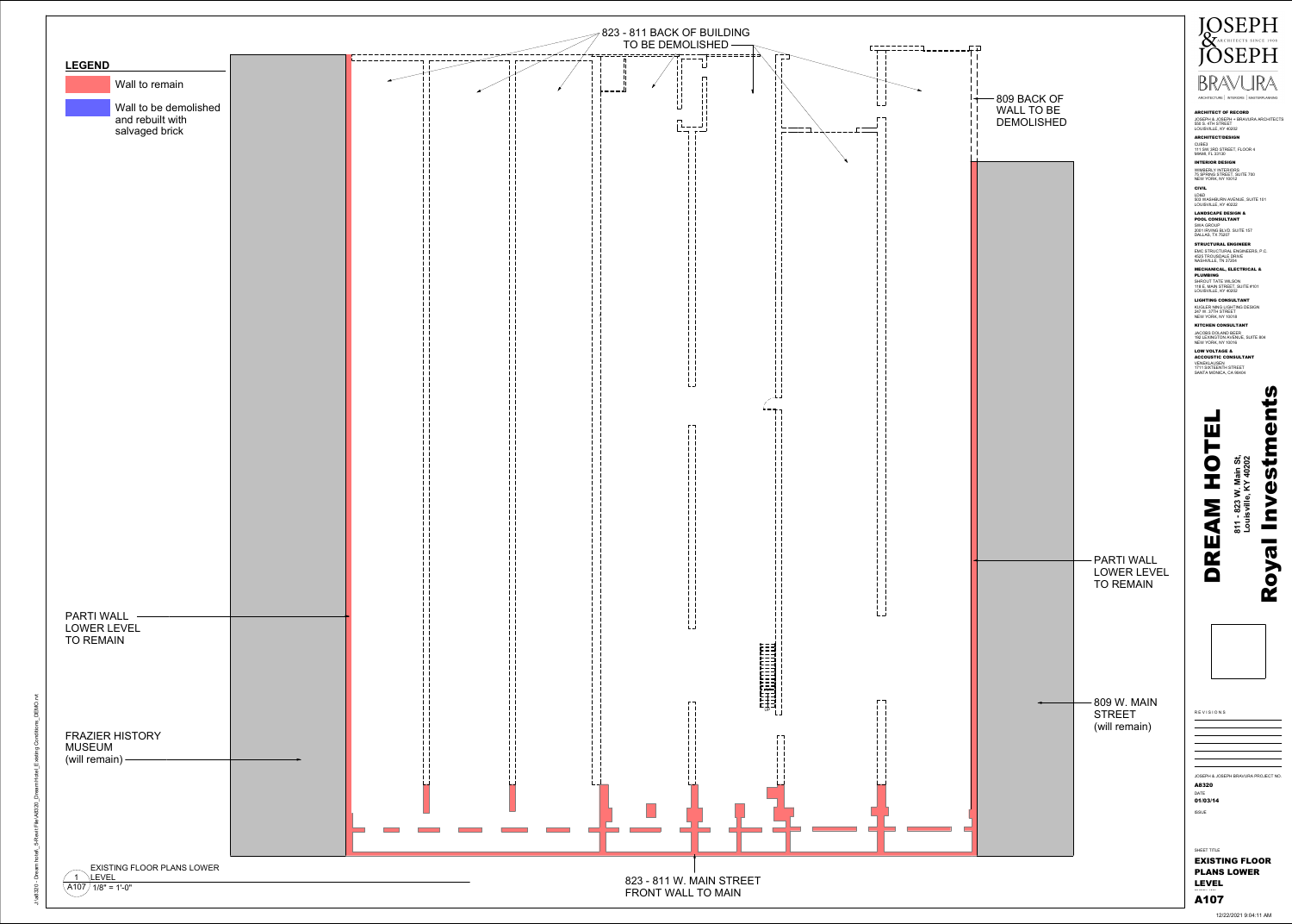## LEGEND

- Wall to remain
- Wall to be demolished and rebuilt with salvaged brick

823 - 811 BACK OF BUILDING TO BE DEMOLISHED

809 BACK OF WALL TO BE DEMOLISHED

PARTI WALL LOWER LEVEL TO REMAIN

PARTI WALL LOWER LEVEL TO REMAIN

FRAZIER HISTORY MUSEUM (will remain)

809 W. MAIN STREET (will remain)

823 - 811 W. MAIN STREET FRONT WALL TO MAIN

1 EXISTING FLOOR PLANS LOWER LEVEL
A107 1/8" = 1'-0"

JOSEPH & JOSEPH ARCHITECTS SINCE 1908

BRAVURA
ARCHITECTURE | INTERIORS | MASTERPLANNING

**ARCHITECT OF RECORD**
JOSEPH & JOSEPH + BRAVURA ARCHITECTS
550 S. 4TH STREET
LOUISVILLE, KY 40202

**ARCHITECT/DESIGN**
CUBE3
111 SW 3RD STREET, FLOOR 4
MIAMI, FL 33130

**INTERIOR DESIGN**
WIMBERLY INTERIORS
75 SPRING STREET, SUITE 700
NEW YORK, NY 10012

**CIVIL**
LDSD
503 WASHBURN AVENUE, SUITE 101
LOUISVILLE, KY 40222

**LANDSCAPE DESIGN & POOL CONSULTANT**
SWA GROUP
2001 IRVING BLVD. SUITE 157
DALLAS, TX 75207

**STRUCTURAL ENGINEER**
EMC STRUCTURAL ENGINEERS, P.C.
4525 TROUSDALE DRIVE
NASHVILLE, TN 37204

**MECHANICAL, ELECTRICAL & PLUMBING**
SHROUT TATE WILSON
118 E. MAIN STREET, SUITE #101
LOUISVILLE, KY 40202

**LIGHTING CONSULTANT**
KUGLER NING LIGHTING DESIGN
247 W. 37TH STREET
NEW YORK, NY 10018

**KITCHEN CONSULTANT**
JACOBS DOLAND BEER
192 LEXINGTON AVENUE, SUITE 804
NEW YORK, NY 10016

**LOW VOLTAGE & ACCOUSTIC CONSULTANT**
VENEKLASEN
1711 SIXTEENTH STREET
SANTA MONICA, CA 90404

# DREAM HOTEL

**811 - 823 W. Main St, Louisville, KY 40202**

# Royal Investments

REVISIONS

JOSEPH & JOSEPH BRAVURA PROJECT NO.
**A8320**

DATE
**01/03/14**

ISSUE

SHEET TITLE
**EXISTING FLOOR PLANS LOWER LEVEL**

**A107**

12/22/2021 9:04:11 AM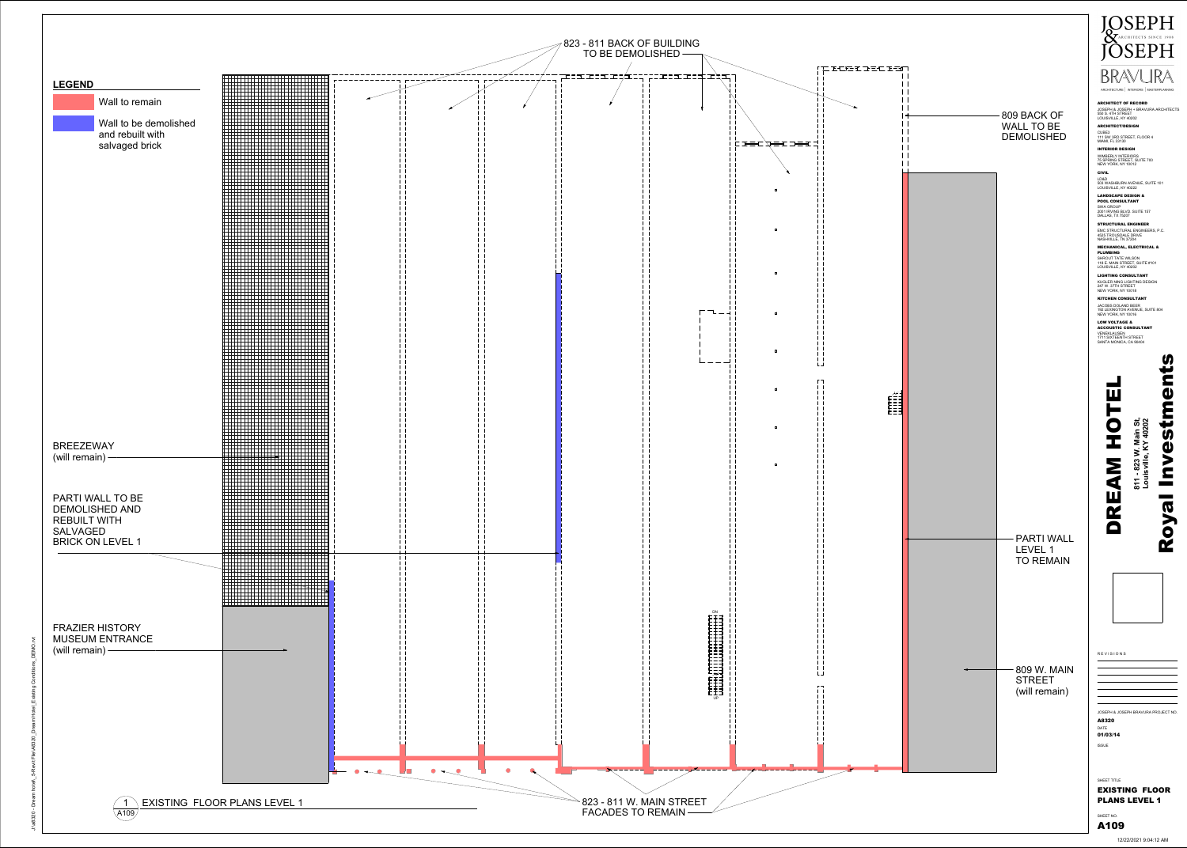## LEGEND

- Wall to remain
- Wall to be demolished and rebuilt with salvaged brick

823 - 811 BACK OF BUILDING TO BE DEMOLISHED

809 BACK OF WALL TO BE DEMOLISHED

BREEZEWAY (will remain)

PARTI WALL TO BE DEMOLISHED AND REBUILT WITH SALVAGED BRICK ON LEVEL 1

PARTI WALL LEVEL 1 TO REMAIN

FRAZIER HISTORY MUSEUM ENTRANCE (will remain)

809 W. MAIN STREET (will remain)

DN

UP

823 - 811 W. MAIN STREET FACADES TO REMAIN

1 / A109 — EXISTING FLOOR PLANS LEVEL 1

J:\a8320 - Dream hotel_A-Revit File\A8320_DreamHotel_Existing Conditions_DEMO.rvt

---

JOSEPH & JOSEPH ARCHITECTS SINCE 1908

BRAVURA — ARCHITECTURE | INTERIORS | MASTERPLANNING

**ARCHITECT OF RECORD**
JOSEPH & JOSEPH + BRAVURA ARCHITECTS
550 S. 4TH STREET
LOUISVILLE, KY 40202

**ARCHITECT/DESIGN**
CUBE3
111 SW 3RD STREET, FLOOR 4
MIAMI, FL 33130

**INTERIOR DESIGN**
WIMBERLY INTERIORS
75 SPRING STREET, SUITE 700
NEW YORK, NY 10012

**CIVIL**
LD&D
503 WASHBURN AVENUE, SUITE 101
LOUISVILLE, KY 40222

**LANDSCAPE DESIGN & POOL CONSULTANT**
SWA GROUP
2001 IRVING BLVD. SUITE 157
DALLAS, TX 75207

**STRUCTURAL ENGINEER**
EMC STRUCTURAL ENGINEERS, P.C.
4525 TROUSDALE DRIVE
NASHVILLE, TN 37204

**MECHANICAL, ELECTRICAL & PLUMBING**
SHROUT TATE WILSON
118 E. MAIN STREET, SUITE #101
LOUISVILLE, KY 40202

**LIGHTING CONSULTANT**
KUGLER NING LIGHTING DESIGN
247 W. 37TH STREET
NEW YORK, NY 10018

**KITCHEN CONSULTANT**
JACOBS DOLAND BEER
192 LEXINGTON AVENUE, SUITE 804
NEW YORK, NY 10016

**LOW VOLTAGE & ACCOUSTIC CONSULTANT**
VENEKLASEN
1711 SIXTEENTH STREET
SANTA MONICA, CA 90404

# DREAM HOTEL

**811 - 823 W. Main St, Louisville, KY 40202**

# Royal Investments

REVISIONS

JOSEPH & JOSEPH BRAVURA PROJECT NO.
**A8320**

DATE
**01/03/14**

ISSUE

SHEET TITLE
**EXISTING FLOOR PLANS LEVEL 1**

SHEET NO.
**A109**

12/22/2021 9:04:12 AM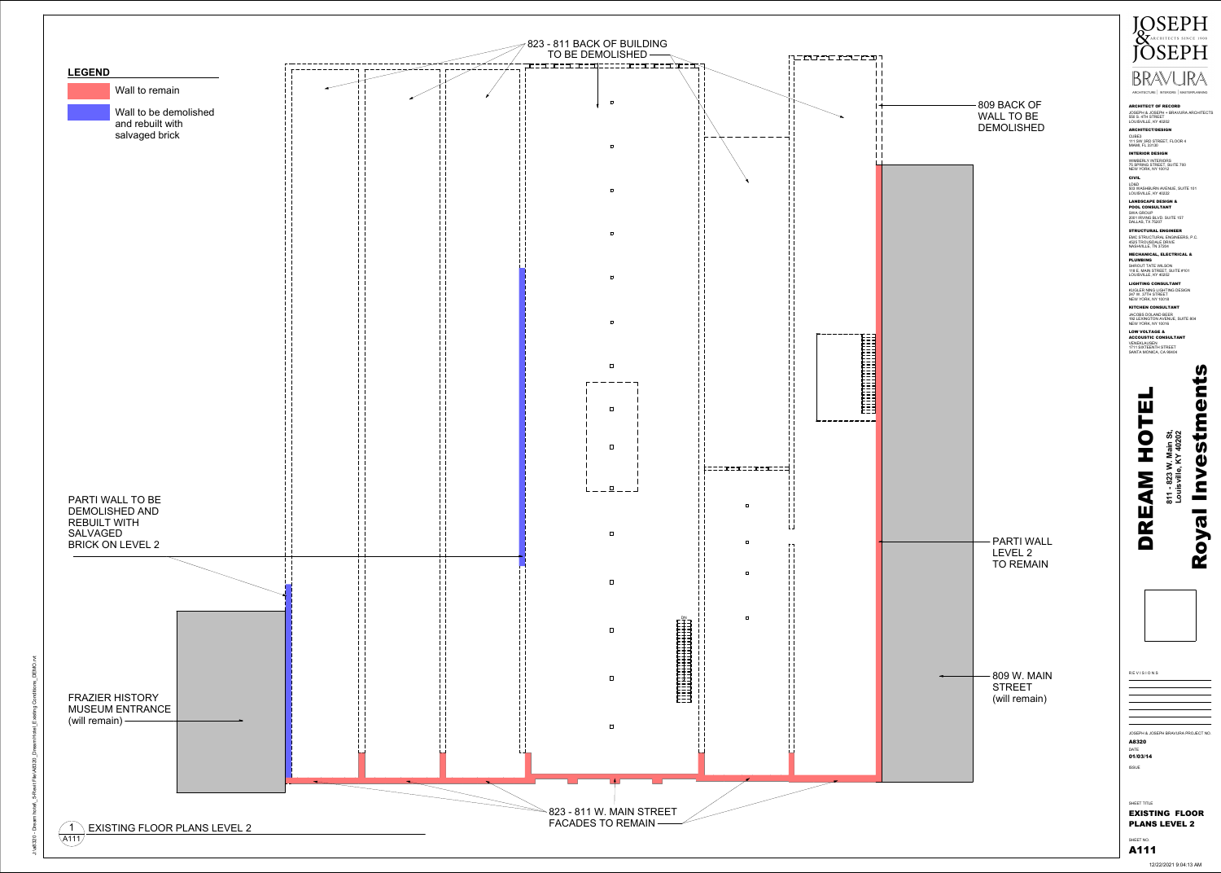## LEGEND

- Wall to remain
- Wall to be demolished and rebuilt with salvaged brick

823 - 811 BACK OF BUILDING TO BE DEMOLISHED

809 BACK OF WALL TO BE DEMOLISHED

PARTI WALL TO BE DEMOLISHED AND REBUILT WITH SALVAGED BRICK ON LEVEL 2

PARTI WALL LEVEL 2 TO REMAIN

809 W. MAIN STREET (will remain)

FRAZIER HISTORY MUSEUM ENTRANCE (will remain)

823 - 811 W. MAIN STREET FACADES TO REMAIN

1 / A111 — EXISTING FLOOR PLANS LEVEL 2

J:\a8320 - Dream hotel\_4-Revit File\A8320_DreamHotel_Existing Conditions_DEMO.rvt

# JOSEPH & JOSEPH
ARCHITECTS SINCE 1908

BRAVURA
ARCHITECTURE | INTERIORS | MASTERPLANNING

**ARCHITECT OF RECORD**
JOSEPH & JOSEPH + BRAVURA ARCHITECTS
550 S. 4TH STREET
LOUISVILLE, KY 40202

**ARCHITECT/DESIGN**
CUBE3
111 SW 3RD STREET, FLOOR 4
MIAMI, FL 33130

**INTERIOR DESIGN**
WIMBERLY INTERIORS
75 SPRING STREET, SUITE 700
NEW YORK, NY 10012

**CIVIL**
LD&D
503 WASHBURN AVENUE, SUITE 101
LOUISVILLE, KY 40222

**LANDSCAPE DESIGN & POOL CONSULTANT**
SWA GROUP
2001 IRVING BLVD, SUITE 157
DALLAS, TX 75207

**STRUCTURAL ENGINEER**
EMC STRUCTURAL ENGINEERS, P.C.
4525 TROUSDALE DRIVE
NASHVILLE, TN 37204

**MECHANICAL, ELECTRICAL & PLUMBING**
SHROUT TATE WILSON
110 E. MAIN STREET, SUITE #101
LOUISVILLE, KY 40202

**LIGHTING CONSULTANT**
KUGLER NINGS LIGHTING DESIGN
247 W. 37TH STREET
NEW YORK, NY 10018

**KITCHEN CONSULTANT**
JACOBS DOLAND BEER
192 LEXINGTON AVENUE, SUITE 804
NEW YORK, NY 10016

**LOW VOLTAGE & ACCOUSTIC CONSULTANT**
VENEKLASEN
1711 SIXTEENTH STREET
SANTA MONICA, CA 90404

# DREAM HOTEL
**811 - 823 W. Main St, Louisville, KY 40202**

# Royal Investments

REVISIONS

JOSEPH & JOSEPH BRAVURA PROJECT NO.
**A8320**

DATE
**01/03/14**

ISSUE

SHEET TITLE
**EXISTING FLOOR PLANS LEVEL 2**

SHEET NO.
**A111**

12/22/2021 9:04:13 AM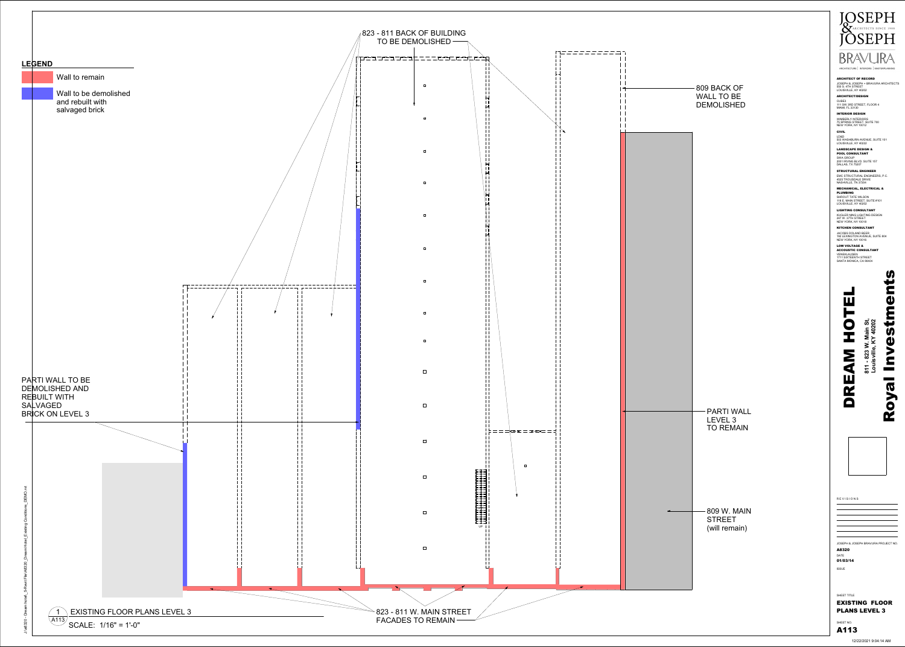## LEGEND

- Wall to remain
- Wall to be demolished and rebuilt with salvaged brick

823 - 811 BACK OF BUILDING TO BE DEMOLISHED

809 BACK OF WALL TO BE DEMOLISHED

PARTI WALL TO BE DEMOLISHED AND REBUILT WITH SALVAGED BRICK ON LEVEL 3

PARTI WALL LEVEL 3 TO REMAIN

809 W. MAIN STREET (will remain)

UP

823 - 811 W. MAIN STREET FACADES TO REMAIN

1 EXISTING FLOOR PLANS LEVEL 3
A113
SCALE: 1/16" = 1'-0"

J:\a8320 - Dream hotel\_5-Revit File\A8320_DreamHotel_Existing Conditions_DEMO.rvt

JOSEPH & JOSEPH ARCHITECTS SINCE 1908

BRAVURA
ARCHITECTURE | INTERIORS | MASTERPLANNING

**ARCHITECT OF RECORD**
JOSEPH & JOSEPH + BRAVURA ARCHITECTS
550 S. 4TH STREET
LOUISVILLE, KY 40202

**ARCHITECT/DESIGN**
CUBE3
111 SW 3RD STREET, FLOOR 4
MIAMI, FL 33130

**INTERIOR DESIGN**
WIMBERLY INTERIORS
75 SPRING STREET, SUITE 700
NEW YORK, NY 10012

**CIVIL**
LD&D
503 WASHBURN AVENUE, SUITE 101
LOUISVILLE, KY 40222

**LANDSCAPE DESIGN & POOL CONSULTANT**
SWA GROUP
2001 IRVING BLVD. SUITE 157
DALLAS, TX 75207

**STRUCTURAL ENGINEER**
EMC STRUCTURAL ENGINEERS, P.C.
4525 TROUSDALE DRIVE
NASHVILLE, TN 37204

**MECHANICAL, ELECTRICAL & PLUMBING**
SHROUT TATE WILSON
118 E. MAIN STREET, SUITE #101
LOUISVILLE, KY 40202

**LIGHTING CONSULTANT**
KUGLER NING LIGHTING DESIGN
247 W. 37TH STREET
NEW YORK, NY 10018

**KITCHEN CONSULTANT**
JACOBS DOLAND BEER
192 LEXINGTON AVENUE, SUITE 804
NEW YORK, NY 10016

**LOW VOLTAGE & ACCOUSTIC CONSULTANT**
VENEKLASEN
1711 SIXTEENTH STREET
SANTA MONICA, CA 90404

# DREAM HOTEL
811 - 823 W. Main St,
Louisville, KY 40202

# Royal Investments

REVISIONS

JOSEPH & JOSEPH BRAVURA PROJECT NO.
A8320
DATE
01/03/14
ISSUE

SHEET TITLE
EXISTING FLOOR PLANS LEVEL 3

SHEET NO.
A113

12/22/2021 9:04:14 AM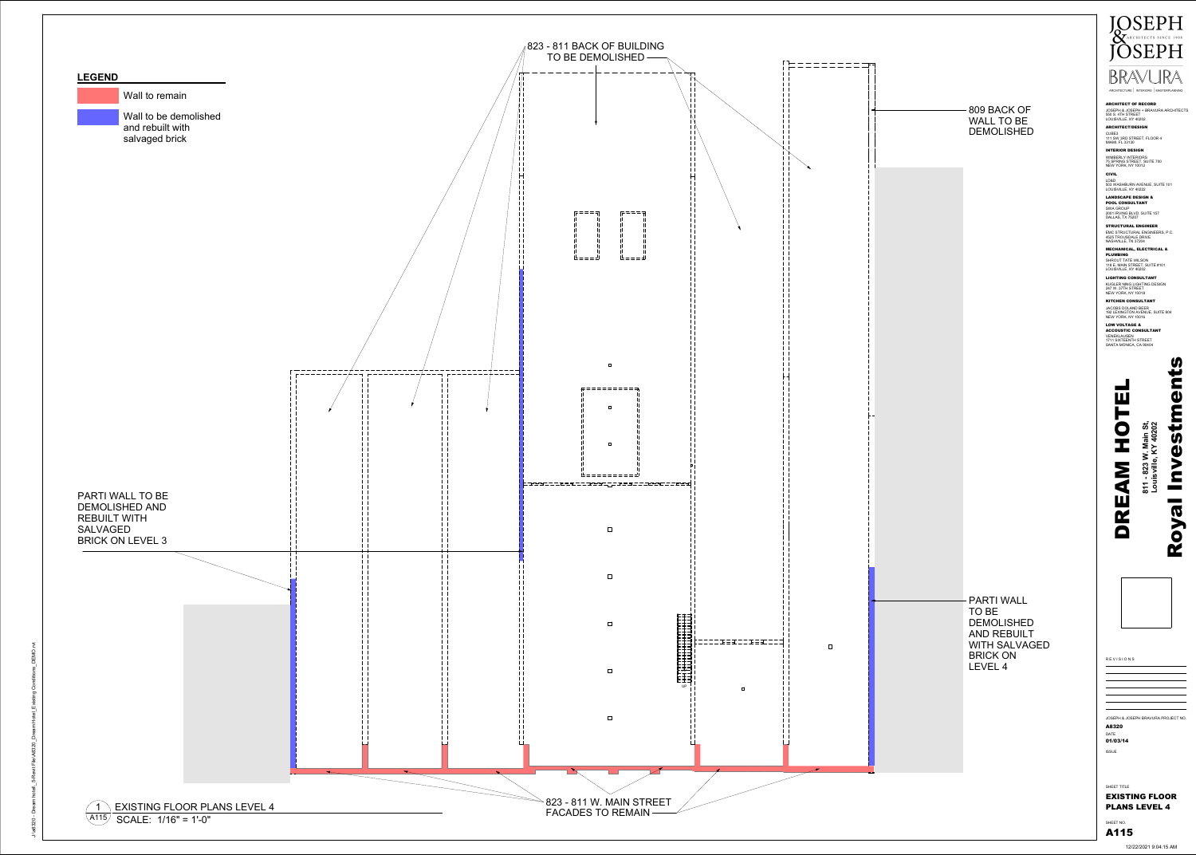## LEGEND

- Wall to remain
- Wall to be demolished and rebuilt with salvaged brick

823 - 811 BACK OF BUILDING TO BE DEMOLISHED

809 BACK OF WALL TO BE DEMOLISHED

PARTI WALL TO BE DEMOLISHED AND REBUILT WITH SALVAGED BRICK ON LEVEL 3

PARTI WALL TO BE DEMOLISHED AND REBUILT WITH SALVAGED BRICK ON LEVEL 4

UP

823 - 811 W. MAIN STREET FACADES TO REMAIN

1 / A115 — EXISTING FLOOR PLANS LEVEL 4

SCALE: 1/16" = 1'-0"

J:\a8320 - Dream hotel_\5-Revit File\A8320_DreamHotel_Existing Conditions_DEMO.rvt

---

**JOSEPH & JOSEPH** ARCHITECTS SINCE 1908

**BRAVURA** ARCHITECTURE | INTERIORS | MASTERPLANNING

**ARCHITECT OF RECORD**
JOSEPH & JOSEPH + BRAVURA ARCHITECTS
550 S. 4TH STREET
LOUISVILLE, KY 40202

**ARCHITECT/DESIGN**
CUBE3
111 SW 3RD STREET, FLOOR 4
MIAMI, FL 33130

**INTERIOR DESIGN**
WIMBERLY INTERIORS
75 SPRING STREET, SUITE 700
NEW YORK, NY 10012

**CIVIL**
LD&D
503 WASHBURN AVENUE, SUITE 101
LOUISVILLE, KY 40222

**LANDSCAPE DESIGN & POOL CONSULTANT**
SWA GROUP
2001 IRVING BLVD. SUITE 157
DALLAS, TX 75207

**STRUCTURAL ENGINEER**
EMC STRUCTURAL ENGINEERS, P.C.
4525 TROUSDALE DRIVE
NASHVILLE, TN 37204

**MECHANICAL, ELECTRICAL & PLUMBING**
SHROUT TATE WILSON
118 E. MAIN STREET, SUITE #101
LOUISVILLE, KY 40202

**LIGHTING CONSULTANT**
KUGLER NING LIGHTING DESIGN
247 W. 37TH STREET
NEW YORK, NY 10018

**KITCHEN CONSULTANT**
JACOBS DOLAND BEER
192 LEXINGTON AVENUE, SUITE 804
NEW YORK, NY 10016

**LOW VOLTAGE & ACCOUSTIC CONSULTANT**
VENEKLASEN
1711 SIXTEENTH STREET
SANTA MONICA, CA 90404

# DREAM HOTEL

**811 - 823 W. Main St, Louisville, KY 40202**

# Royal Investments

REVISIONS

JOSEPH & JOSEPH BRAVURA PROJECT NO.
**A8320**

DATE
**01/03/14**

ISSUE

SHEET TITLE
**EXISTING FLOOR PLANS LEVEL 4**

SHEET NO.
**A115**

12/22/2021 9:04:15 AM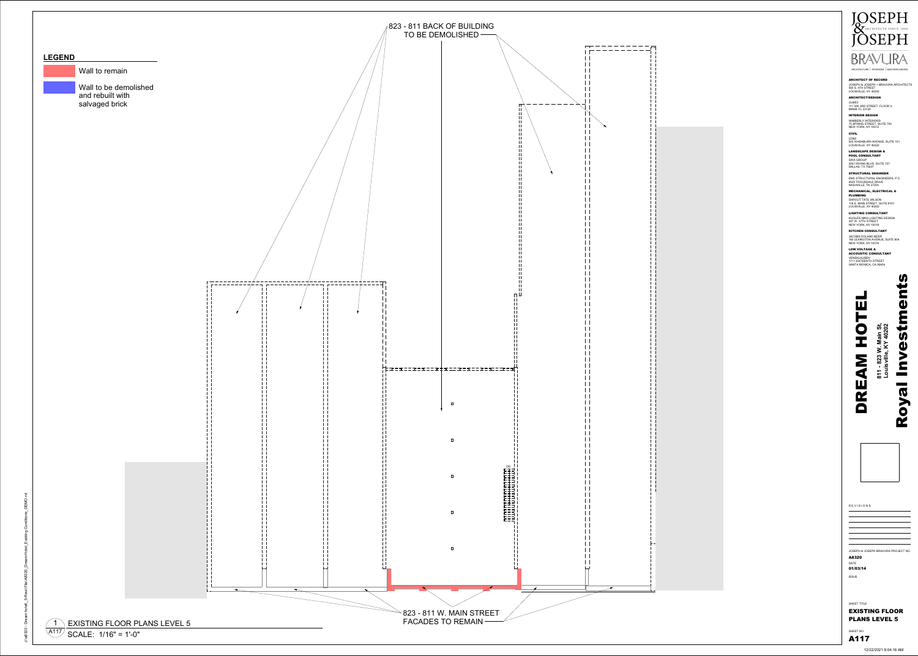## LEGEND

Wall to remain

Wall to be demolished and rebuilt with salvaged brick

823 - 811 BACK OF BUILDING TO BE DEMOLISHED

DN

823 - 811 W. MAIN STREET FACADES TO REMAIN

1 / A117 EXISTING FLOOR PLANS LEVEL 5

SCALE: 1/16" = 1'-0"

J:\a8320 - Dream hotel\_5-Revit File\A8320_DreamHotel_Existing Conditions_DEMO.rvt

JOSEPH & JOSEPH ARCHITECTS SINCE 1908

BRAVURA ARCHITECTURE | INTERIORS | MASTERPLANNING

**ARCHITECT OF RECORD**
JOSEPH & JOSEPH + BRAVURA ARCHITECTS
550 S. 4TH STREET
LOUISVILLE, KY 40202

**ARCHITECT/DESIGN**
CUBE3
111 SW 3RD STREET, FLOOR 4
MIAMI, FL 33130

**INTERIOR DESIGN**
WIMBERLY INTERIORS
75 SPRING STREET, SUITE 700
NEW YORK, NY 10012

**CIVIL**
LD&D
503 WASHBURN AVENUE, SUITE 101
LOUISVILLE, KY 40222

**LANDSCAPE DESIGN & POOL CONSULTANT**
SWA GROUP
2001 IRVING BLVD. SUITE 157
DALLAS, TX 75207

**STRUCTURAL ENGINEER**
EMC STRUCTURAL ENGINEERS, P.C.
4525 TROUSDALE DRIVE
NASHVILLE, TN 37204

**MECHANICAL, ELECTRICAL & PLUMBING**
SHROUT TATE WILSON
118 E. MAIN STREET, SUITE #101
LOUISVILLE, KY 40202

**LIGHTING CONSULTANT**
KUGLER NING LIGHTING DESIGN
247 W. 37TH STREET
NEW YORK, NY 10018

**KITCHEN CONSULTANT**
JACOBS DOLAND BEER
192 LEXINGTON AVENUE, SUITE 804
NEW YORK, NY 10016

**LOW VOLTAGE & ACCOUSTIC CONSULTANT**
VENEKLASEN
1711 SIXTEENTH STREET
SANTA MONICA, CA 90404

# DREAM HOTEL

**811 - 823 W. Main St, Louisville, KY 40202**

# Royal Investments

REVISIONS

JOSEPH & JOSEPH BRAVURA PROJECT NO.
**A8320**

DATE
**01/03/14**

ISSUE

SHEET TITLE
**EXISTING FLOOR PLANS LEVEL 5**

SHEET NO.
**A117**

12/22/2021 9:04:18 AM